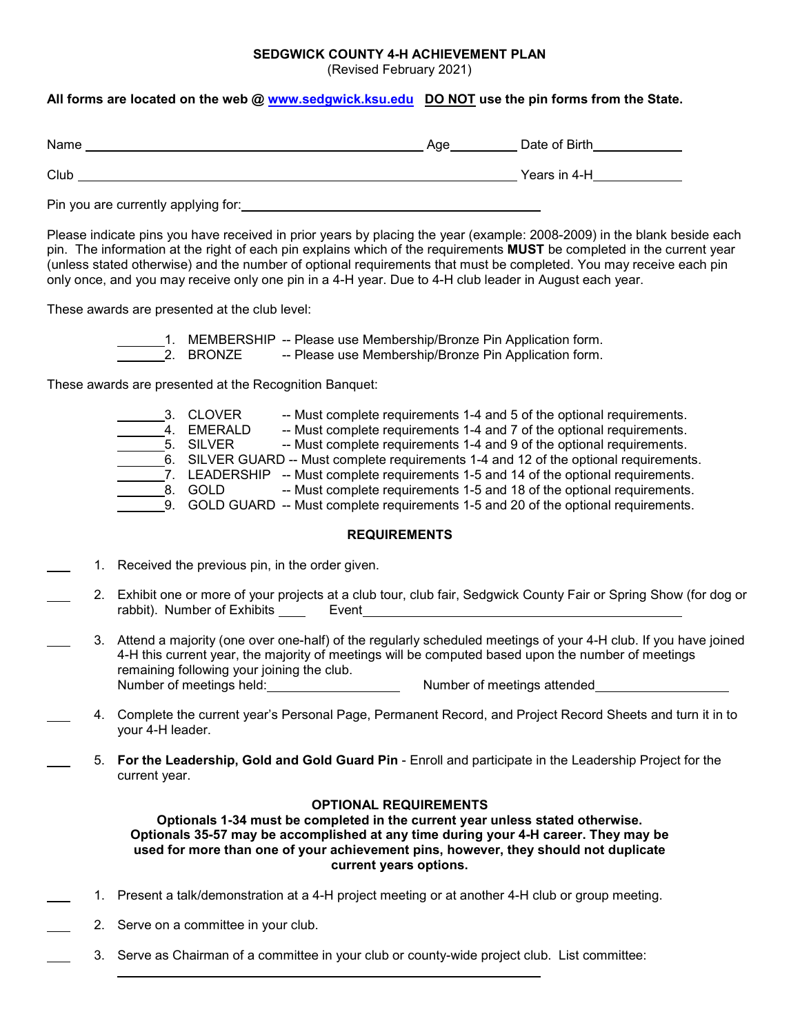# SEDGWICK COUNTY 4-H ACHIEVEMENT PLAN

(Revised February 2021)

**All forms are located on the web @ [www.sedgwick.ksu.edu](www.sedgwick.ksu.edu) DO NOT use the pin forms from the State.**

Name ______________________________ Age ________ Date of Birth ____________

Club ______________________________________________ Years in 4-H ____________

Pin you are currently applying for: ______________________________

Please indicate pins you have received in prior years by placing the year (example: 2008-2009) in the blank beside each pin. The information at the right of each pin explains which of the requirements **MUST** be completed in the current year (unless stated otherwise) and the number of optional requirements that must be completed. You may receive each pin only once, and you may receive only one pin in a 4-H year. Due to 4-H club leader in August each year.

These awards are presented at the club level:

_______ 1. MEMBERSHIP -- Please use Membership/Bronze Pin Application form.
_______ 2. BRONZE -- Please use Membership/Bronze Pin Application form.

These awards are presented at the Recognition Banquet:

_______ 3. CLOVER -- Must complete requirements 1-4 and 5 of the optional requirements.
_______ 4. EMERALD -- Must complete requirements 1-4 and 7 of the optional requirements.
_______ 5. SILVER -- Must complete requirements 1-4 and 9 of the optional requirements.
_______ 6. SILVER GUARD -- Must complete requirements 1-4 and 12 of the optional requirements.
_______ 7. LEADERSHIP -- Must complete requirements 1-5 and 14 of the optional requirements.
_______ 8. GOLD -- Must complete requirements 1-5 and 18 of the optional requirements.
_______ 9. GOLD GUARD -- Must complete requirements 1-5 and 20 of the optional requirements.

## REQUIREMENTS

___ 1. Received the previous pin, in the order given.

___ 2. Exhibit one or more of your projects at a club tour, club fair, Sedgwick County Fair or Spring Show (for dog or rabbit). Number of Exhibits ____ Event ______________________________

___ 3. Attend a majority (one over one-half) of the regularly scheduled meetings of your 4-H club. If you have joined 4-H this current year, the majority of meetings will be computed based upon the number of meetings remaining following your joining the club.
Number of meetings held: ______________ Number of meetings attended ______________

___ 4. Complete the current year's Personal Page, Permanent Record, and Project Record Sheets and turn it in to your 4-H leader.

___ 5. **For the Leadership, Gold and Gold Guard Pin** - Enroll and participate in the Leadership Project for the current year.

## OPTIONAL REQUIREMENTS

**Optionals 1-34 must be completed in the current year unless stated otherwise. Optionals 35-57 may be accomplished at any time during your 4-H career. They may be used for more than one of your achievement pins, however, they should not duplicate current years options.**

___ 1. Present a talk/demonstration at a 4-H project meeting or at another 4-H club or group meeting.

___ 2. Serve on a committee in your club.

___ 3. Serve as Chairman of a committee in your club or county-wide project club. List committee:
______________________________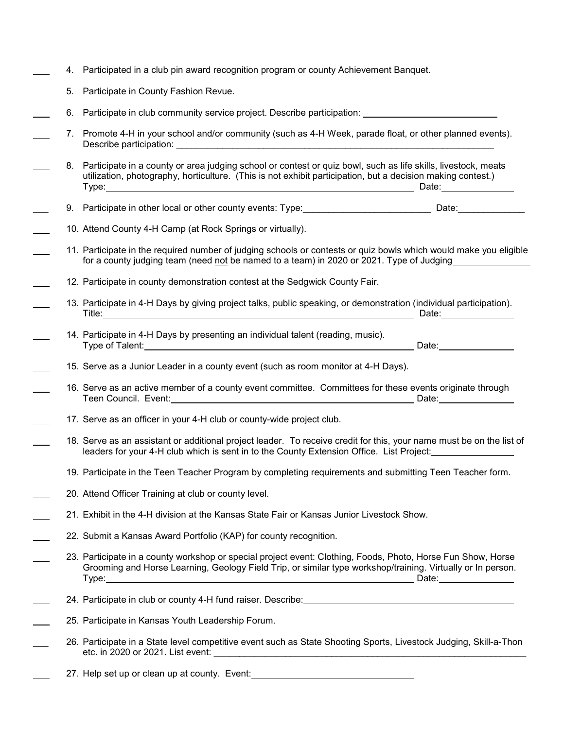___ 4. Participated in a club pin award recognition program or county Achievement Banquet.

___ 5. Participate in County Fashion Revue.

___ 6. Participate in club community service project. Describe participation: ___________________________

___ 7. Promote 4-H in your school and/or community (such as 4-H Week, parade float, or other planned events). Describe participation: ___________________________________________________________________

___ 8. Participate in a county or area judging school or contest or quiz bowl, such as life skills, livestock, meats utilization, photography, horticulture. (This is not exhibit participation, but a decision making contest.) Type:_______________________________________________________________ Date:______________

___ 9. Participate in other local or other county events: Type:__________________________ Date:_____________

___ 10. Attend County 4-H Camp (at Rock Springs or virtually).

___ 11. Participate in the required number of judging schools or contests or quiz bowls which would make you eligible for a county judging team (need not be named to a team) in 2020 or 2021. Type of Judging_______________

___ 12. Participate in county demonstration contest at the Sedgwick County Fair.

___ 13. Participate in 4-H Days by giving project talks, public speaking, or demonstration (individual participation). Title:_______________________________________________________________ Date:______________

___ 14. Participate in 4-H Days by presenting an individual talent (reading, music). Type of Talent:_______________________________________________________ Date:_______________

___ 15. Serve as a Junior Leader in a county event (such as room monitor at 4-H Days).

___ 16. Serve as an active member of a county event committee. Committees for these events originate through Teen Council. Event:_______________________________________________ Date:_______________

___ 17. Serve as an officer in your 4-H club or county-wide project club.

___ 18. Serve as an assistant or additional project leader. To receive credit for this, your name must be on the list of leaders for your 4-H club which is sent in to the County Extension Office. List Project:________________

___ 19. Participate in the Teen Teacher Program by completing requirements and submitting Teen Teacher form.

___ 20. Attend Officer Training at club or county level.

___ 21. Exhibit in the 4-H division at the Kansas State Fair or Kansas Junior Livestock Show.

___ 22. Submit a Kansas Award Portfolio (KAP) for county recognition.

___ 23. Participate in a county workshop or special project event: Clothing, Foods, Photo, Horse Fun Show, Horse Grooming and Horse Learning, Geology Field Trip, or similar type workshop/training. Virtually or In person. Type:_______________________________________________________________ Date:_______________

___ 24. Participate in club or county 4-H fund raiser. Describe:__________________________________________

___ 25. Participate in Kansas Youth Leadership Forum.

___ 26. Participate in a State level competitive event such as State Shooting Sports, Livestock Judging, Skill-a-Thon etc. in 2020 or 2021. List event: _______________________________________________________________

___ 27. Help set up or clean up at county. Event:________________________________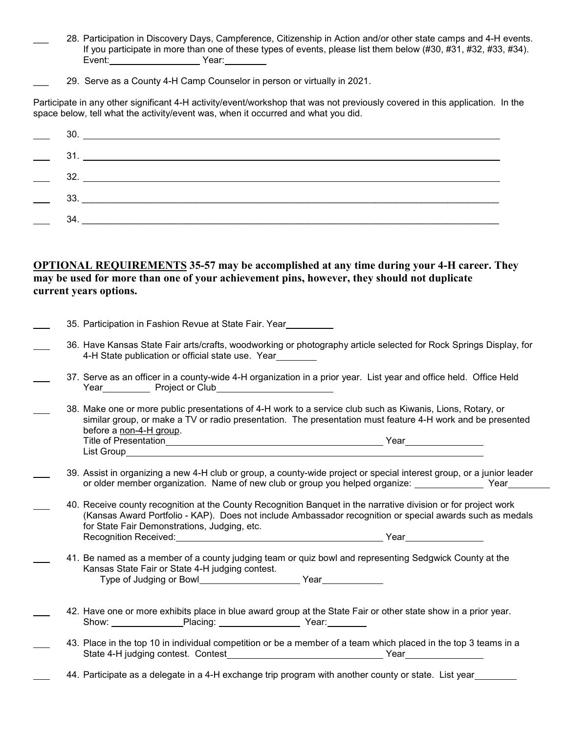\_\_\_ 28. Participation in Discovery Days, Campference, Citizenship in Action and/or other state camps and 4-H events. If you participate in more than one of these types of events, please list them below (#30, #31, #32, #33, #34).
Event: \_\_\_\_\_\_\_\_\_\_\_\_\_\_\_\_\_\_ Year: \_\_\_\_\_\_\_\_

\_\_\_ 29. Serve as a County 4-H Camp Counselor in person or virtually in 2021.

Participate in any other significant 4-H activity/event/workshop that was not previously covered in this application. In the space below, tell what the activity/event was, when it occurred and what you did.

\_\_\_ 30. \_\_\_\_\_\_\_\_\_\_\_\_\_\_\_\_\_\_\_\_\_\_\_\_\_\_\_\_\_\_\_\_\_\_\_\_\_\_\_\_\_\_\_\_\_\_\_\_\_\_\_\_\_\_\_\_\_\_\_\_\_\_\_\_\_\_\_\_\_\_\_\_\_\_\_\_\_\_

\_\_\_ 31. \_\_\_\_\_\_\_\_\_\_\_\_\_\_\_\_\_\_\_\_\_\_\_\_\_\_\_\_\_\_\_\_\_\_\_\_\_\_\_\_\_\_\_\_\_\_\_\_\_\_\_\_\_\_\_\_\_\_\_\_\_\_\_\_\_\_\_\_\_\_\_\_\_\_\_\_\_\_

\_\_\_ 32. \_\_\_\_\_\_\_\_\_\_\_\_\_\_\_\_\_\_\_\_\_\_\_\_\_\_\_\_\_\_\_\_\_\_\_\_\_\_\_\_\_\_\_\_\_\_\_\_\_\_\_\_\_\_\_\_\_\_\_\_\_\_\_\_\_\_\_\_\_\_\_\_\_\_\_\_\_\_

\_\_\_ 33. \_\_\_\_\_\_\_\_\_\_\_\_\_\_\_\_\_\_\_\_\_\_\_\_\_\_\_\_\_\_\_\_\_\_\_\_\_\_\_\_\_\_\_\_\_\_\_\_\_\_\_\_\_\_\_\_\_\_\_\_\_\_\_\_\_\_\_\_\_\_\_\_\_\_\_\_\_\_

\_\_\_ 34. \_\_\_\_\_\_\_\_\_\_\_\_\_\_\_\_\_\_\_\_\_\_\_\_\_\_\_\_\_\_\_\_\_\_\_\_\_\_\_\_\_\_\_\_\_\_\_\_\_\_\_\_\_\_\_\_\_\_\_\_\_\_\_\_\_\_\_\_\_\_\_\_\_\_\_\_\_\_

**<u>OPTIONAL REQUIREMENTS</u> 35-57 may be accomplished at any time during your 4-H career. They may be used for more than one of your achievement pins, however, they should not duplicate current years options.**

\_\_\_ 35. Participation in Fashion Revue at State Fair. Year\_\_\_\_\_\_\_\_\_

\_\_\_ 36. Have Kansas State Fair arts/crafts, woodworking or photography article selected for Rock Springs Display, for 4-H State publication or official state use. Year\_\_\_\_\_\_\_\_

\_\_\_ 37. Serve as an officer in a county-wide 4-H organization in a prior year. List year and office held. Office Held
Year\_\_\_\_\_\_\_\_\_ Project or Club\_\_\_\_\_\_\_\_\_\_\_\_\_\_\_\_\_\_\_\_\_\_

\_\_\_ 38. Make one or more public presentations of 4-H work to a service club such as Kiwanis, Lions, Rotary, or similar group, or make a TV or radio presentation. The presentation must feature 4-H work and be presented before a <u>non-4-H group</u>.
Title of Presentation\_\_\_\_\_\_\_\_\_\_\_\_\_\_\_\_\_\_\_\_\_\_\_\_\_\_\_\_\_\_\_\_\_\_\_\_\_\_\_\_\_\_ Year\_\_\_\_\_\_\_\_\_\_\_\_\_\_\_
List Group\_\_\_\_\_\_\_\_\_\_\_\_\_\_\_\_\_\_\_\_\_\_\_\_\_\_\_\_\_\_\_\_\_\_\_\_\_\_\_\_\_\_\_\_\_\_\_\_\_\_\_\_\_\_\_\_\_\_\_\_\_\_\_\_

\_\_\_ 39. Assist in organizing a new 4-H club or group, a county-wide project or special interest group, or a junior leader or older member organization. Name of new club or group you helped organize: \_\_\_\_\_\_\_\_\_\_\_\_\_ Year\_\_\_\_\_\_\_\_

\_\_\_ 40. Receive county recognition at the County Recognition Banquet in the narrative division or for project work (Kansas Award Portfolio - KAP). Does not include Ambassador recognition or special awards such as medals for State Fair Demonstrations, Judging, etc.
Recognition Received:\_\_\_\_\_\_\_\_\_\_\_\_\_\_\_\_\_\_\_\_\_\_\_\_\_\_\_\_\_\_\_\_\_\_\_\_\_\_\_\_ Year\_\_\_\_\_\_\_\_\_\_\_\_\_\_\_

\_\_\_ 41. Be named as a member of a county judging team or quiz bowl and representing Sedgwick County at the Kansas State Fair or State 4-H judging contest.
Type of Judging or Bowl\_\_\_\_\_\_\_\_\_\_\_\_\_\_\_\_\_\_\_\_ Year\_\_\_\_\_\_\_\_\_\_\_\_

\_\_\_ 42. Have one or more exhibits place in blue award group at the State Fair or other state show in a prior year.
Show: \_\_\_\_\_\_\_\_\_\_\_\_\_\_Placing: \_\_\_\_\_\_\_\_\_\_\_\_\_\_\_\_ Year:\_\_\_\_\_\_\_\_

\_\_\_ 43. Place in the top 10 in individual competition or be a member of a team which placed in the top 3 teams in a State 4-H judging contest. Contest\_\_\_\_\_\_\_\_\_\_\_\_\_\_\_\_\_\_\_\_\_\_\_\_\_\_\_\_\_\_\_ Year\_\_\_\_\_\_\_\_\_\_\_\_\_\_\_

\_\_\_ 44. Participate as a delegate in a 4-H exchange trip program with another county or state. List year\_\_\_\_\_\_\_\_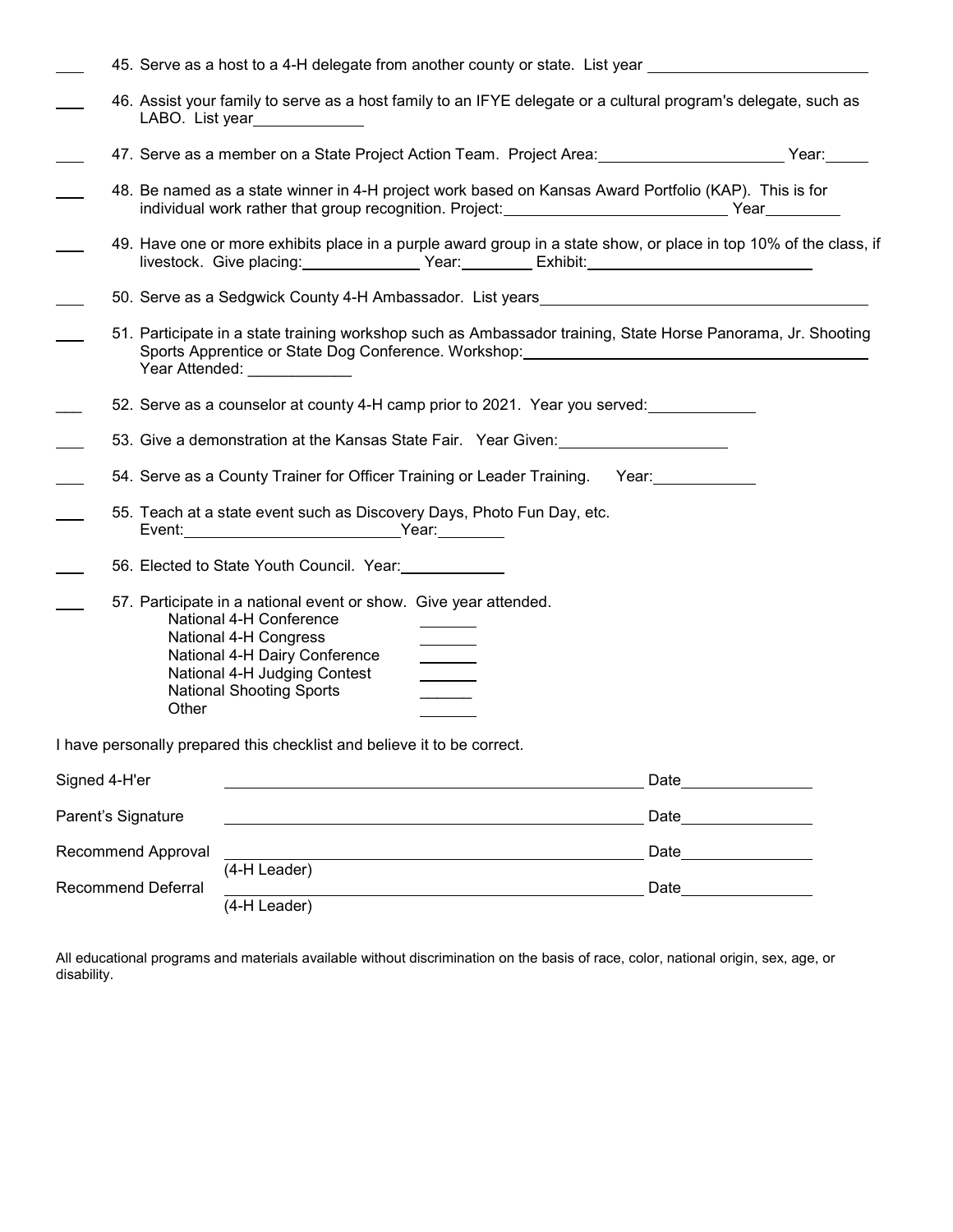___ 45. Serve as a host to a 4-H delegate from another county or state. List year ____________________

___ 46. Assist your family to serve as a host family to an IFYE delegate or a cultural program's delegate, such as LABO. List year__________

___ 47. Serve as a member on a State Project Action Team. Project Area:__________________ Year:_____

___ 48. Be named as a state winner in 4-H project work based on Kansas Award Portfolio (KAP). This is for individual work rather that group recognition. Project:____________________ Year________

___ 49. Have one or more exhibits place in a purple award group in a state show, or place in top 10% of the class, if livestock. Give placing:__________ Year:________ Exhibit:____________________

___ 50. Serve as a Sedgwick County 4-H Ambassador. List years______________________________

___ 51. Participate in a state training workshop such as Ambassador training, State Horse Panorama, Jr. Shooting Sports Apprentice or State Dog Conference. Workshop:______________________________
Year Attended: __________

___ 52. Serve as a counselor at county 4-H camp prior to 2021. Year you served:__________

___ 53. Give a demonstration at the Kansas State Fair. Year Given:________________

___ 54. Serve as a County Trainer for Officer Training or Leader Training. Year:__________

___ 55. Teach at a state event such as Discovery Days, Photo Fun Day, etc.
Event:____________________Year:________

___ 56. Elected to State Youth Council. Year:__________

___ 57. Participate in a national event or show. Give year attended.
- National 4-H Conference ______
- National 4-H Congress ______
- National 4-H Dairy Conference ______
- National 4-H Judging Contest ______
- National Shooting Sports ______
- Other ______

I have personally prepared this checklist and believe it to be correct.

Signed 4-H'er ________________________________________ Date______________

Parent's Signature ________________________________________ Date______________

Recommend Approval ________________________________________ Date______________
(4-H Leader)

Recommend Deferral ________________________________________ Date______________
(4-H Leader)

All educational programs and materials available without discrimination on the basis of race, color, national origin, sex, age, or disability.